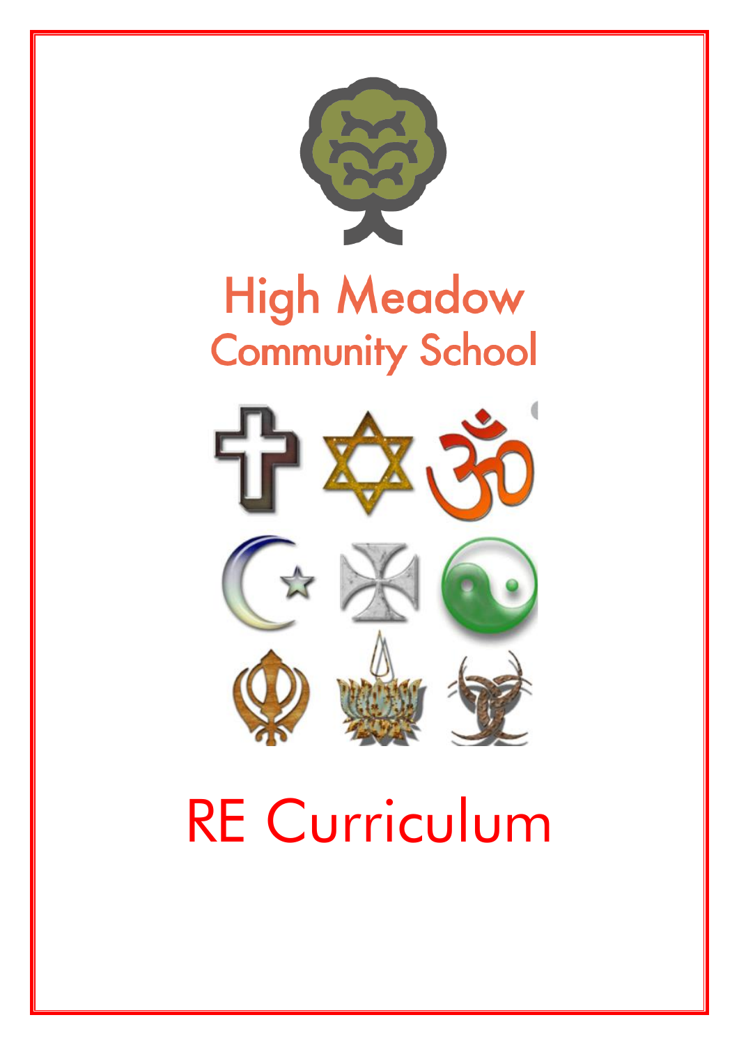# High Meadow Community School

# RE Curriculum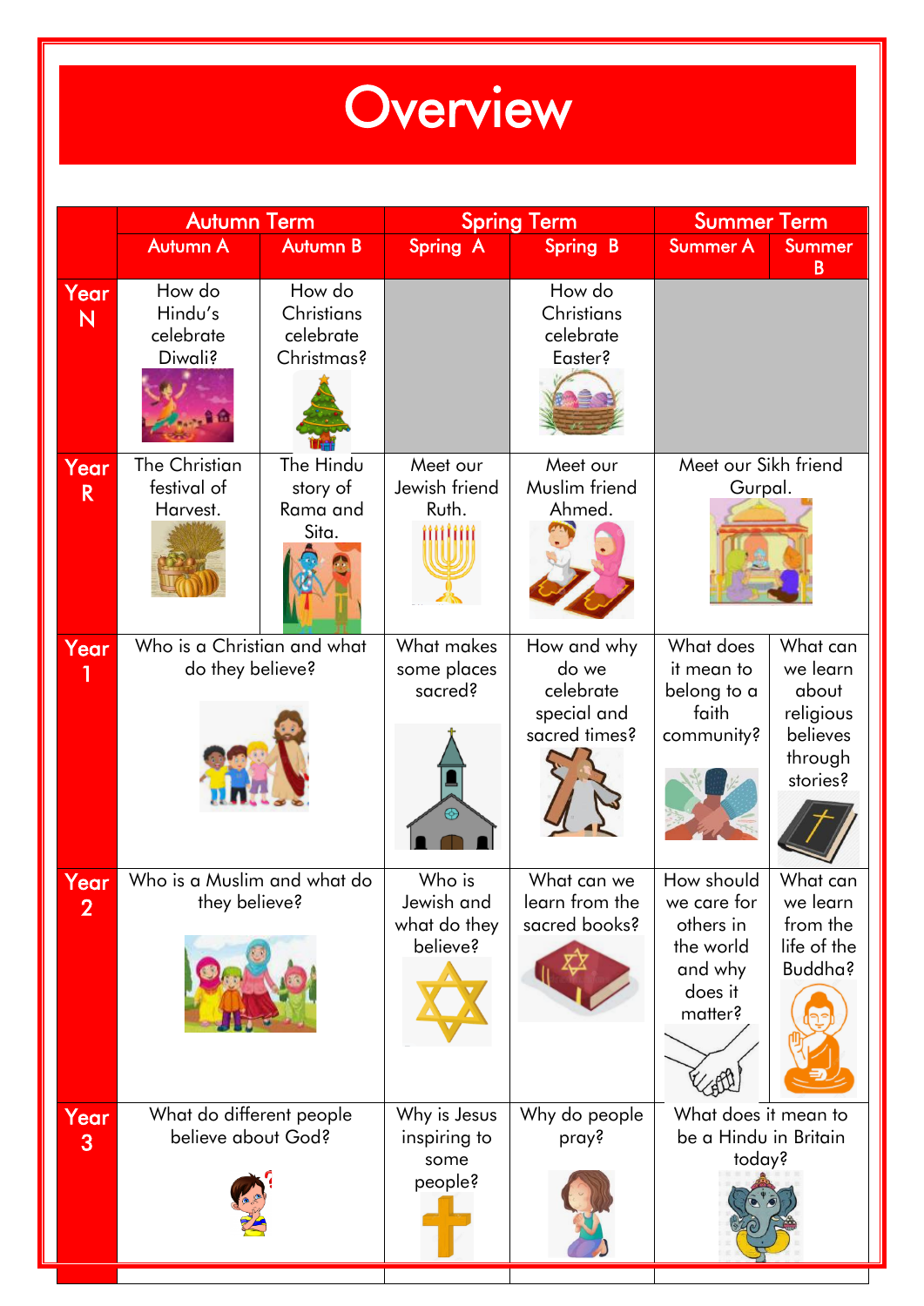# Overview

| | Autumn Term | | Spring Term | | Summer Term | |
|---|---|---|---|---|---|---|
| | Autumn A | Autumn B | Spring A | Spring B | Summer A | Summer B |
| Year N | How do Hindu's celebrate Diwali? | How do Christians celebrate Christmas? | | How do Christians celebrate Easter? | | |
| Year R | The Christian festival of Harvest. | The Hindu story of Rama and Sita. | Meet our Jewish friend Ruth. | Meet our Muslim friend Ahmed. | Meet our Sikh friend Gurpal. | |
| Year 1 | Who is a Christian and what do they believe? | | What makes some places sacred? | How and why do we celebrate special and sacred times? | What does it mean to belong to a faith community? | What can we learn about religious believes through stories? |
| Year 2 | Who is a Muslim and what do they believe? | | Who is Jewish and what do they believe? | What can we learn from the sacred books? | How should we care for others in the world and why does it matter? | What can we learn from the life of the Buddha? |
| Year 3 | What do different people believe about God? | | Why is Jesus inspiring to some people? | Why do people pray? | What does it mean to be a Hindu in Britain today? | |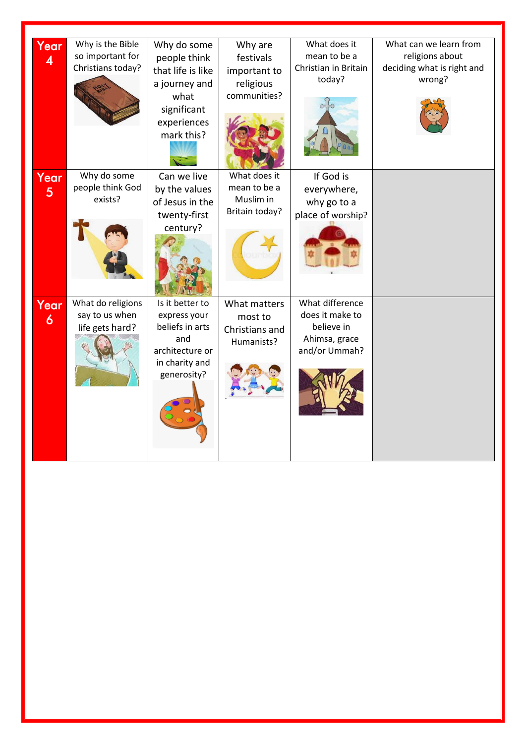| | | | | | |
|---|---|---|---|---|---|
| Year 4 | Why is the Bible so important for Christians today? | Why do some people think that life is like a journey and what significant experiences mark this? | Why are festivals important to religious communities? | What does it mean to be a Christian in Britain today? | What can we learn from religions about deciding what is right and wrong? |
| Year 5 | Why do some people think God exists? | Can we live by the values of Jesus in the twenty-first century? | What does it mean to be a Muslim in Britain today? | If God is everywhere, why go to a place of worship? | |
| Year 6 | What do religions say to us when life gets hard? | Is it better to express your beliefs in arts and architecture or in charity and generosity? | What matters most to Christians and Humanists? | What difference does it make to believe in Ahimsa, grace and/or Ummah? | |